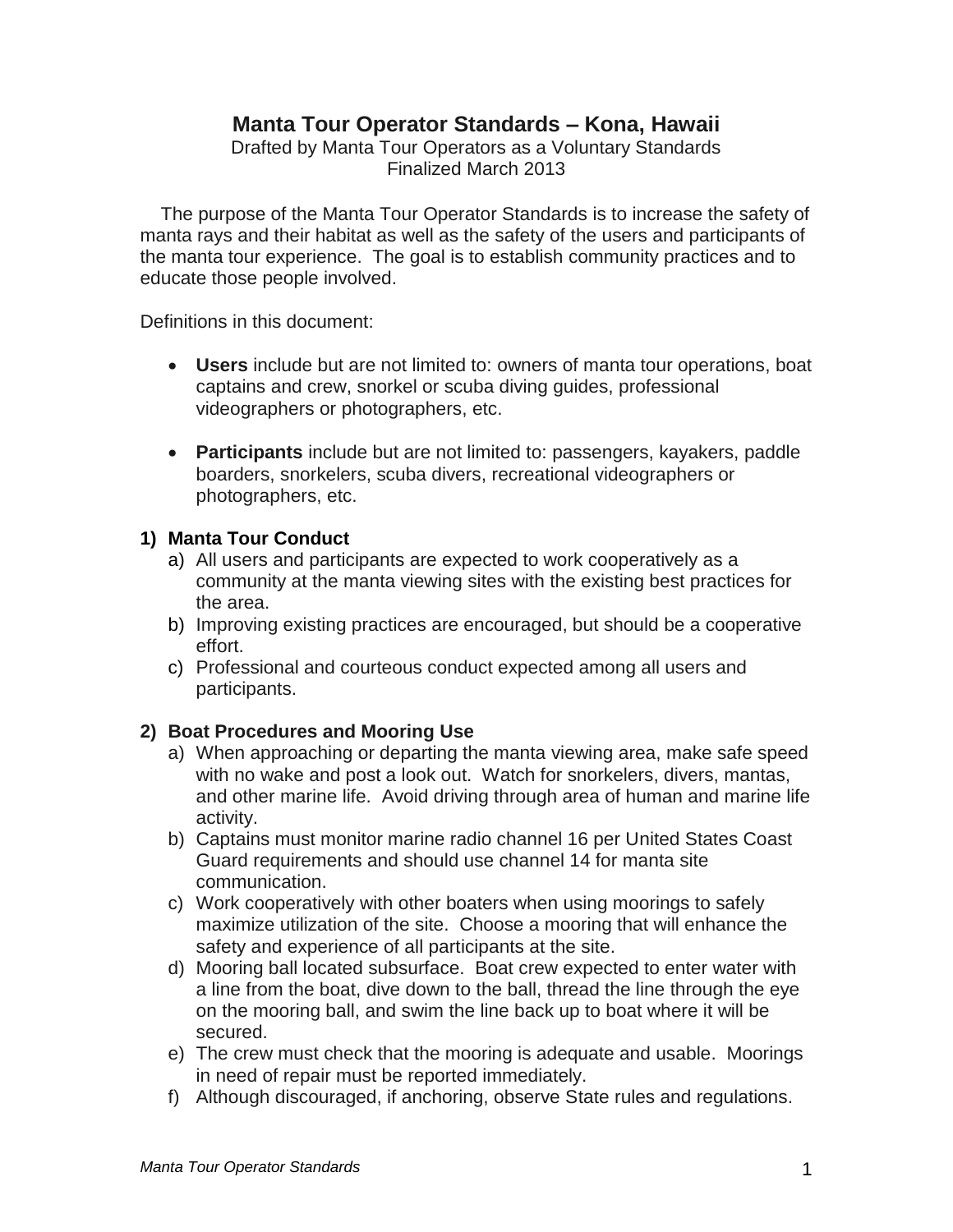# Manta Tour Operator Standards – Kona, Hawaii

Drafted by Manta Tour Operators as a Voluntary Standards
Finalized March 2013

The purpose of the Manta Tour Operator Standards is to increase the safety of manta rays and their habitat as well as the safety of the users and participants of the manta tour experience. The goal is to establish community practices and to educate those people involved.

Definitions in this document:

- **Users** include but are not limited to: owners of manta tour operations, boat captains and crew, snorkel or scuba diving guides, professional videographers or photographers, etc.
- **Participants** include but are not limited to: passengers, kayakers, paddle boarders, snorkelers, scuba divers, recreational videographers or photographers, etc.

## 1) Manta Tour Conduct

a) All users and participants are expected to work cooperatively as a community at the manta viewing sites with the existing best practices for the area.
b) Improving existing practices are encouraged, but should be a cooperative effort.
c) Professional and courteous conduct expected among all users and participants.

## 2) Boat Procedures and Mooring Use

a) When approaching or departing the manta viewing area, make safe speed with no wake and post a look out. Watch for snorkelers, divers, mantas, and other marine life. Avoid driving through area of human and marine life activity.
b) Captains must monitor marine radio channel 16 per United States Coast Guard requirements and should use channel 14 for manta site communication.
c) Work cooperatively with other boaters when using moorings to safely maximize utilization of the site. Choose a mooring that will enhance the safety and experience of all participants at the site.
d) Mooring ball located subsurface. Boat crew expected to enter water with a line from the boat, dive down to the ball, thread the line through the eye on the mooring ball, and swim the line back up to boat where it will be secured.
e) The crew must check that the mooring is adequate and usable. Moorings in need of repair must be reported immediately.
f) Although discouraged, if anchoring, observe State rules and regulations.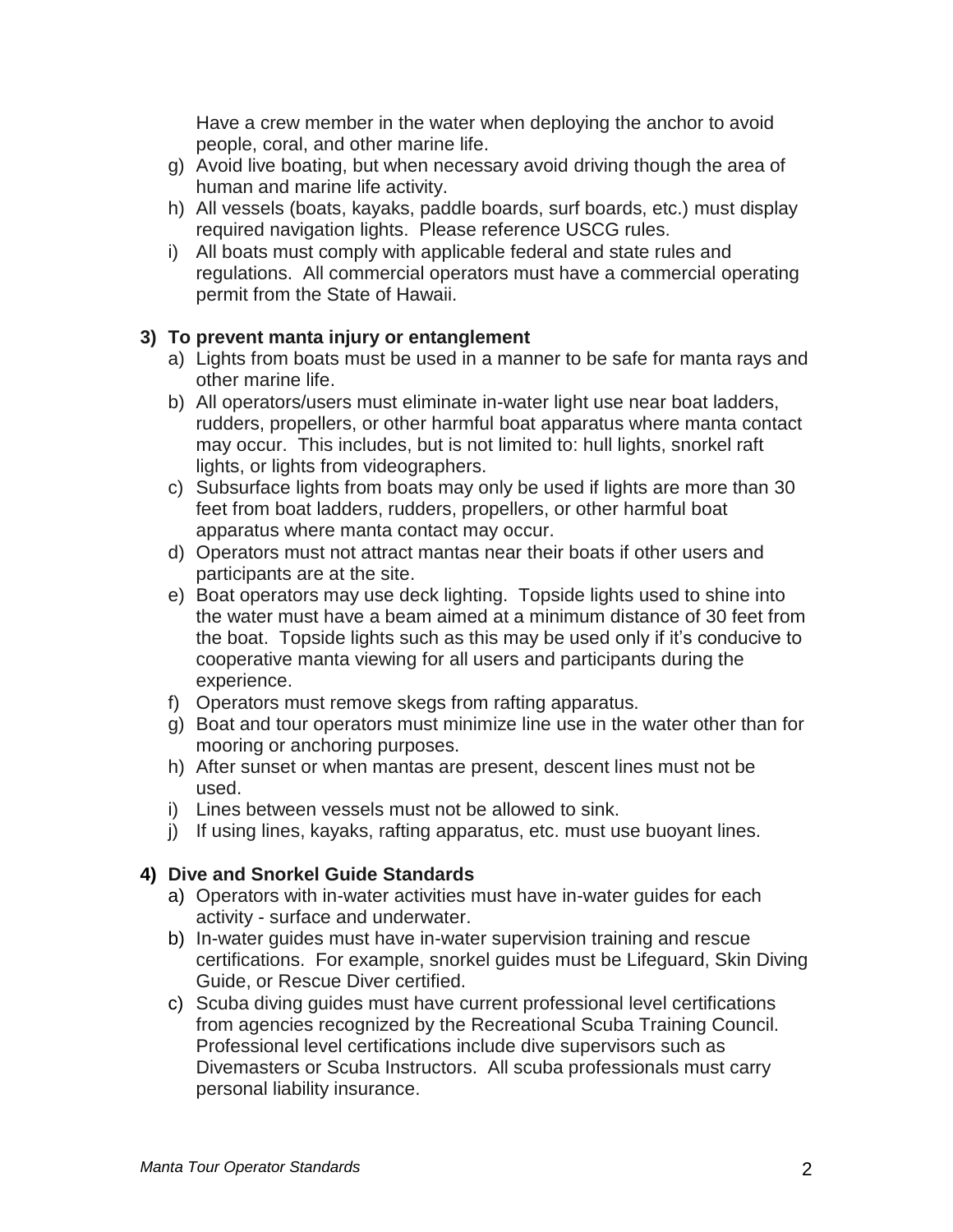Have a crew member in the water when deploying the anchor to avoid people, coral, and other marine life.

g) Avoid live boating, but when necessary avoid driving though the area of human and marine life activity.
h) All vessels (boats, kayaks, paddle boards, surf boards, etc.) must display required navigation lights. Please reference USCG rules.
i) All boats must comply with applicable federal and state rules and regulations. All commercial operators must have a commercial operating permit from the State of Hawaii.

**3) To prevent manta injury or entanglement**

a) Lights from boats must be used in a manner to be safe for manta rays and other marine life.
b) All operators/users must eliminate in-water light use near boat ladders, rudders, propellers, or other harmful boat apparatus where manta contact may occur. This includes, but is not limited to: hull lights, snorkel raft lights, or lights from videographers.
c) Subsurface lights from boats may only be used if lights are more than 30 feet from boat ladders, rudders, propellers, or other harmful boat apparatus where manta contact may occur.
d) Operators must not attract mantas near their boats if other users and participants are at the site.
e) Boat operators may use deck lighting. Topside lights used to shine into the water must have a beam aimed at a minimum distance of 30 feet from the boat. Topside lights such as this may be used only if it's conducive to cooperative manta viewing for all users and participants during the experience.
f) Operators must remove skegs from rafting apparatus.
g) Boat and tour operators must minimize line use in the water other than for mooring or anchoring purposes.
h) After sunset or when mantas are present, descent lines must not be used.
i) Lines between vessels must not be allowed to sink.
j) If using lines, kayaks, rafting apparatus, etc. must use buoyant lines.

**4) Dive and Snorkel Guide Standards**

a) Operators with in-water activities must have in-water guides for each activity - surface and underwater.
b) In-water guides must have in-water supervision training and rescue certifications. For example, snorkel guides must be Lifeguard, Skin Diving Guide, or Rescue Diver certified.
c) Scuba diving guides must have current professional level certifications from agencies recognized by the Recreational Scuba Training Council. Professional level certifications include dive supervisors such as Divemasters or Scuba Instructors. All scuba professionals must carry personal liability insurance.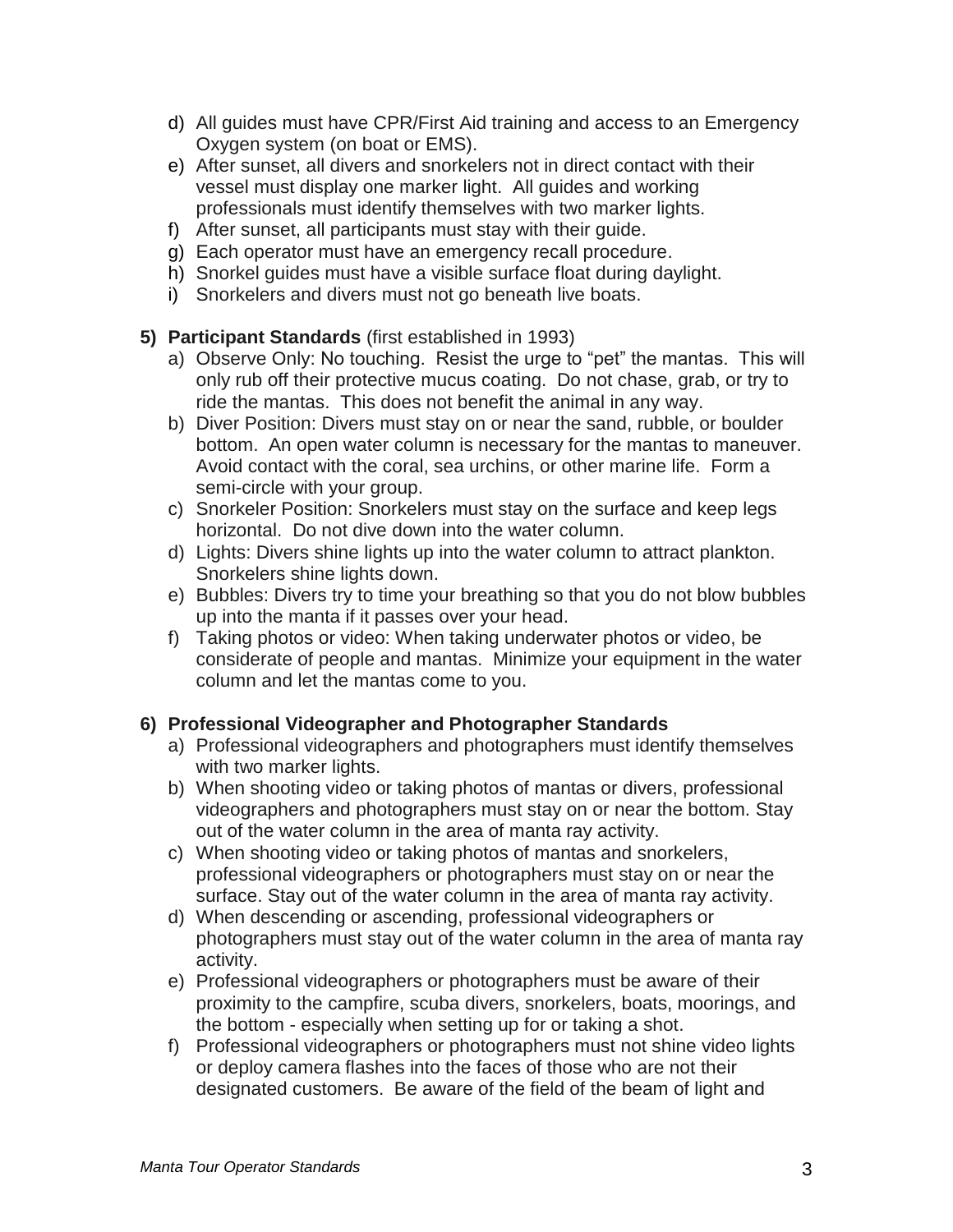d) All guides must have CPR/First Aid training and access to an Emergency Oxygen system (on boat or EMS).
e) After sunset, all divers and snorkelers not in direct contact with their vessel must display one marker light. All guides and working professionals must identify themselves with two marker lights.
f) After sunset, all participants must stay with their guide.
g) Each operator must have an emergency recall procedure.
h) Snorkel guides must have a visible surface float during daylight.
i) Snorkelers and divers must not go beneath live boats.

**5) Participant Standards** (first established in 1993)

a) Observe Only: No touching. Resist the urge to "pet" the mantas. This will only rub off their protective mucus coating. Do not chase, grab, or try to ride the mantas. This does not benefit the animal in any way.
b) Diver Position: Divers must stay on or near the sand, rubble, or boulder bottom. An open water column is necessary for the mantas to maneuver. Avoid contact with the coral, sea urchins, or other marine life. Form a semi-circle with your group.
c) Snorkeler Position: Snorkelers must stay on the surface and keep legs horizontal. Do not dive down into the water column.
d) Lights: Divers shine lights up into the water column to attract plankton. Snorkelers shine lights down.
e) Bubbles: Divers try to time your breathing so that you do not blow bubbles up into the manta if it passes over your head.
f) Taking photos or video: When taking underwater photos or video, be considerate of people and mantas. Minimize your equipment in the water column and let the mantas come to you.

**6) Professional Videographer and Photographer Standards**

a) Professional videographers and photographers must identify themselves with two marker lights.
b) When shooting video or taking photos of mantas or divers, professional videographers and photographers must stay on or near the bottom. Stay out of the water column in the area of manta ray activity.
c) When shooting video or taking photos of mantas and snorkelers, professional videographers or photographers must stay on or near the surface. Stay out of the water column in the area of manta ray activity.
d) When descending or ascending, professional videographers or photographers must stay out of the water column in the area of manta ray activity.
e) Professional videographers or photographers must be aware of their proximity to the campfire, scuba divers, snorkelers, boats, moorings, and the bottom - especially when setting up for or taking a shot.
f) Professional videographers or photographers must not shine video lights or deploy camera flashes into the faces of those who are not their designated customers. Be aware of the field of the beam of light and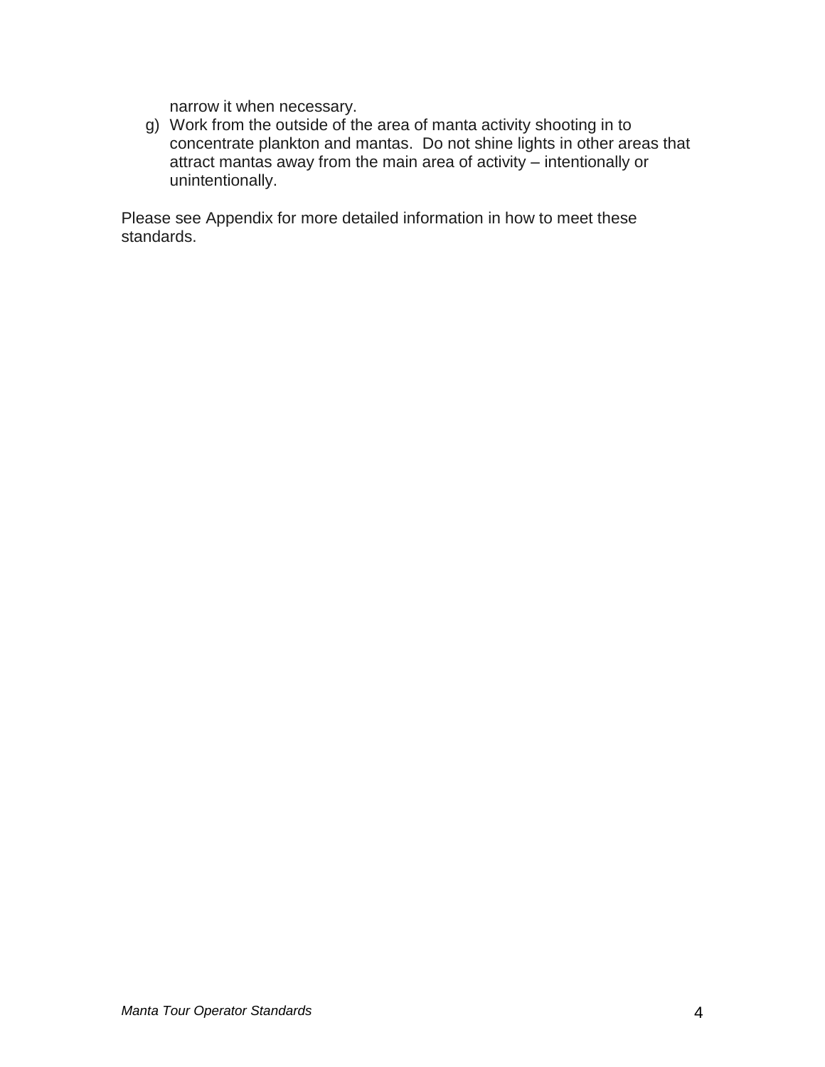narrow it when necessary.

g) Work from the outside of the area of manta activity shooting in to concentrate plankton and mantas. Do not shine lights in other areas that attract mantas away from the main area of activity – intentionally or unintentionally.

Please see Appendix for more detailed information in how to meet these standards.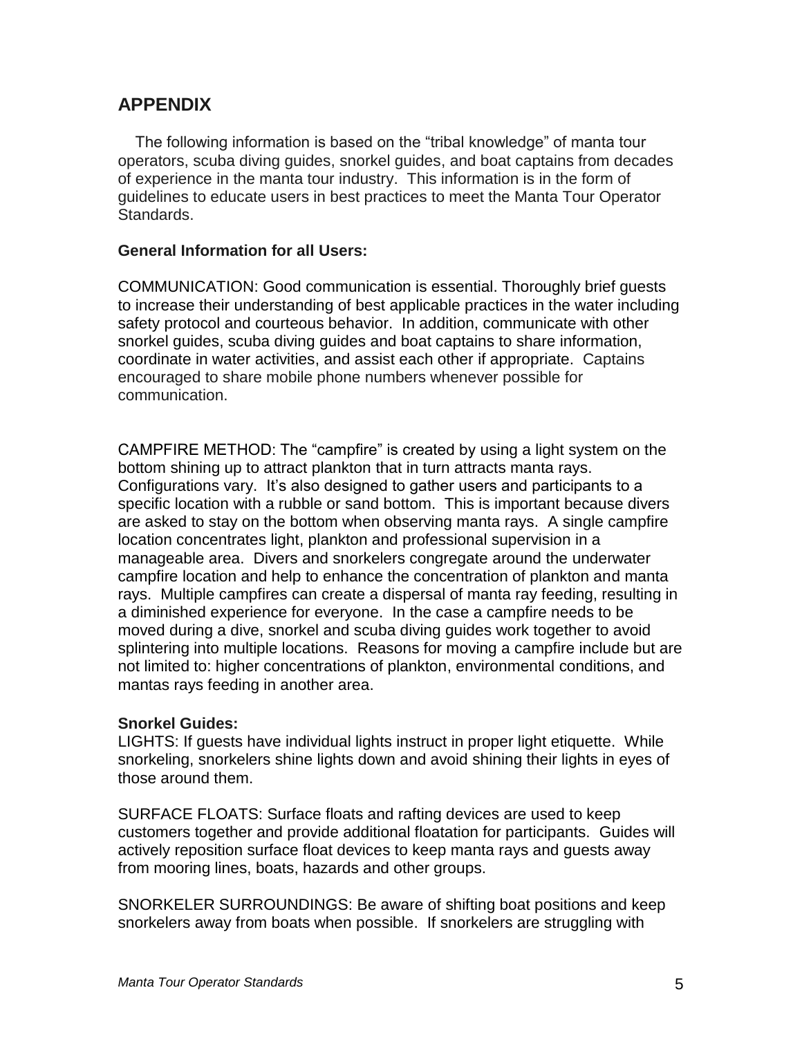## APPENDIX

The following information is based on the "tribal knowledge" of manta tour operators, scuba diving guides, snorkel guides, and boat captains from decades of experience in the manta tour industry. This information is in the form of guidelines to educate users in best practices to meet the Manta Tour Operator Standards.

**General Information for all Users:**

COMMUNICATION: Good communication is essential. Thoroughly brief guests to increase their understanding of best applicable practices in the water including safety protocol and courteous behavior. In addition, communicate with other snorkel guides, scuba diving guides and boat captains to share information, coordinate in water activities, and assist each other if appropriate. Captains encouraged to share mobile phone numbers whenever possible for communication.

CAMPFIRE METHOD: The "campfire" is created by using a light system on the bottom shining up to attract plankton that in turn attracts manta rays. Configurations vary. It's also designed to gather users and participants to a specific location with a rubble or sand bottom. This is important because divers are asked to stay on the bottom when observing manta rays. A single campfire location concentrates light, plankton and professional supervision in a manageable area. Divers and snorkelers congregate around the underwater campfire location and help to enhance the concentration of plankton and manta rays. Multiple campfires can create a dispersal of manta ray feeding, resulting in a diminished experience for everyone. In the case a campfire needs to be moved during a dive, snorkel and scuba diving guides work together to avoid splintering into multiple locations. Reasons for moving a campfire include but are not limited to: higher concentrations of plankton, environmental conditions, and mantas rays feeding in another area.

**Snorkel Guides:**

LIGHTS: If guests have individual lights instruct in proper light etiquette. While snorkeling, snorkelers shine lights down and avoid shining their lights in eyes of those around them.

SURFACE FLOATS: Surface floats and rafting devices are used to keep customers together and provide additional floatation for participants. Guides will actively reposition surface float devices to keep manta rays and guests away from mooring lines, boats, hazards and other groups.

SNORKELER SURROUNDINGS: Be aware of shifting boat positions and keep snorkelers away from boats when possible. If snorkelers are struggling with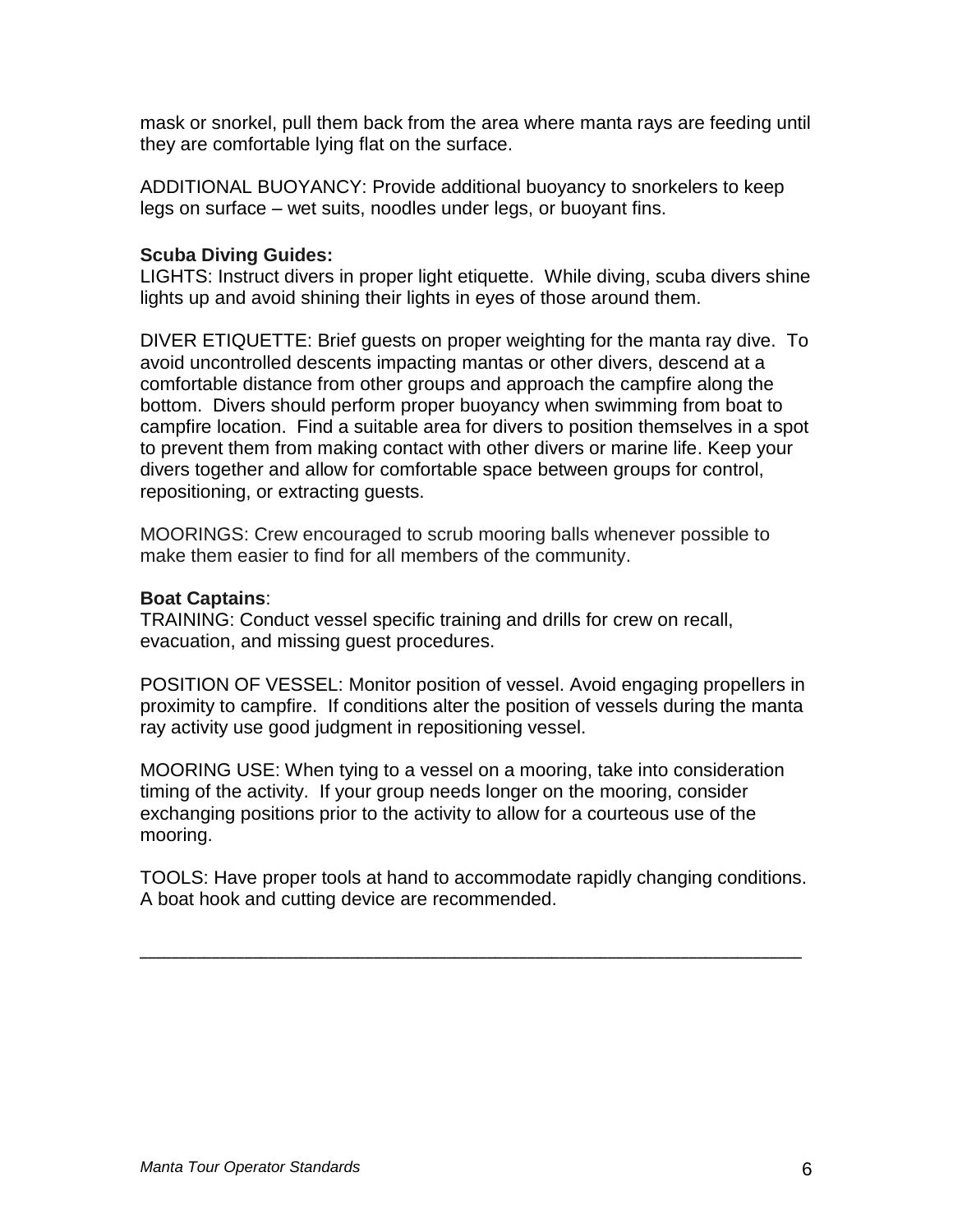mask or snorkel, pull them back from the area where manta rays are feeding until they are comfortable lying flat on the surface.

ADDITIONAL BUOYANCY: Provide additional buoyancy to snorkelers to keep legs on surface – wet suits, noodles under legs, or buoyant fins.

**Scuba Diving Guides:**
LIGHTS: Instruct divers in proper light etiquette. While diving, scuba divers shine lights up and avoid shining their lights in eyes of those around them.

DIVER ETIQUETTE: Brief guests on proper weighting for the manta ray dive. To avoid uncontrolled descents impacting mantas or other divers, descend at a comfortable distance from other groups and approach the campfire along the bottom. Divers should perform proper buoyancy when swimming from boat to campfire location. Find a suitable area for divers to position themselves in a spot to prevent them from making contact with other divers or marine life. Keep your divers together and allow for comfortable space between groups for control, repositioning, or extracting guests.

MOORINGS: Crew encouraged to scrub mooring balls whenever possible to make them easier to find for all members of the community.

**Boat Captains**:
TRAINING: Conduct vessel specific training and drills for crew on recall, evacuation, and missing guest procedures.

POSITION OF VESSEL: Monitor position of vessel. Avoid engaging propellers in proximity to campfire. If conditions alter the position of vessels during the manta ray activity use good judgment in repositioning vessel.

MOORING USE: When tying to a vessel on a mooring, take into consideration timing of the activity. If your group needs longer on the mooring, consider exchanging positions prior to the activity to allow for a courteous use of the mooring.

TOOLS: Have proper tools at hand to accommodate rapidly changing conditions. A boat hook and cutting device are recommended.

---